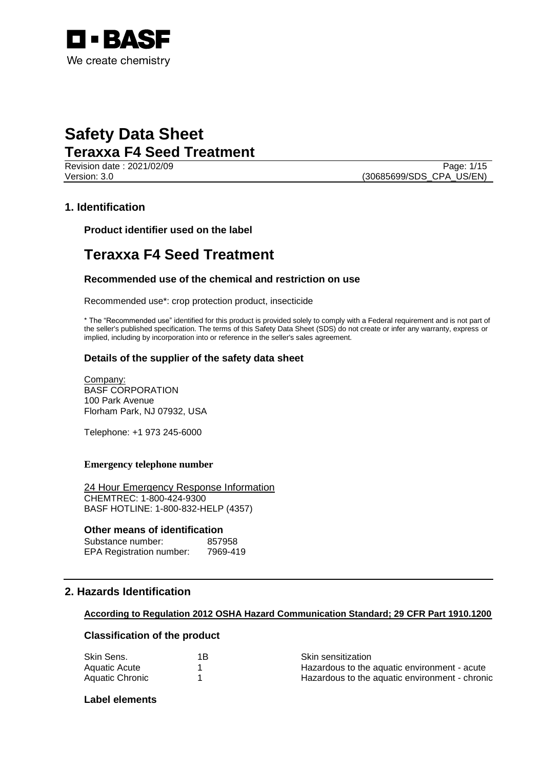We create chemistry

# Safety Data Sheet

## Teraxxa F4 Seed Treatment

Revision date : 2021/02/09
Version: 3.0 (30685699/SDS_CPA_US/EN)

## 1. Identification

### Product identifier used on the label

# Teraxxa F4 Seed Treatment

### Recommended use of the chemical and restriction on use

Recommended use*: crop protection product, insecticide

* The "Recommended use" identified for this product is provided solely to comply with a Federal requirement and is not part of the seller's published specification. The terms of this Safety Data Sheet (SDS) do not create or infer any warranty, express or implied, including by incorporation into or reference in the seller's sales agreement.

### Details of the supplier of the safety data sheet

Company:
BASF CORPORATION
100 Park Avenue
Florham Park, NJ 07932, USA

Telephone: +1 973 245-6000

**Emergency telephone number**

24 Hour Emergency Response Information
CHEMTREC: 1-800-424-9300
BASF HOTLINE: 1-800-832-HELP (4357)

### Other means of identification

| | |
|---|---|
| Substance number: | 857958 |
| EPA Registration number: | 7969-419 |

## 2. Hazards Identification

**According to Regulation 2012 OSHA Hazard Communication Standard; 29 CFR Part 1910.1200**

### Classification of the product

| | | |
|---|---|---|
| Skin Sens. | 1B | Skin sensitization |
| Aquatic Acute | 1 | Hazardous to the aquatic environment - acute |
| Aquatic Chronic | 1 | Hazardous to the aquatic environment - chronic |

### Label elements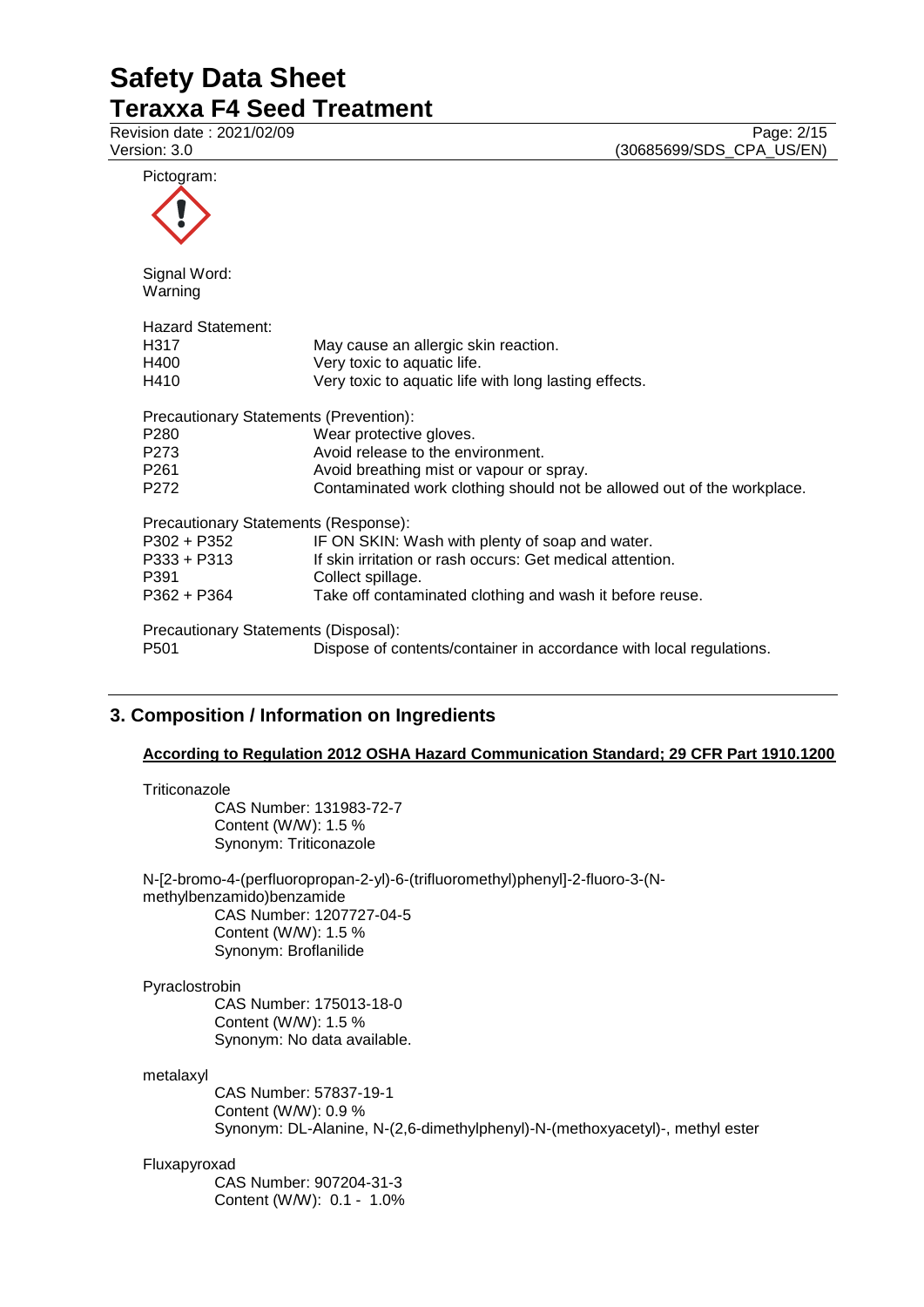Pictogram:

Signal Word:
Warning

Hazard Statement:

| | |
|---|---|
| H317 | May cause an allergic skin reaction. |
| H400 | Very toxic to aquatic life. |
| H410 | Very toxic to aquatic life with long lasting effects. |

Precautionary Statements (Prevention):

| | |
|---|---|
| P280 | Wear protective gloves. |
| P273 | Avoid release to the environment. |
| P261 | Avoid breathing mist or vapour or spray. |
| P272 | Contaminated work clothing should not be allowed out of the workplace. |

Precautionary Statements (Response):

| | |
|---|---|
| P302 + P352 | IF ON SKIN: Wash with plenty of soap and water. |
| P333 + P313 | If skin irritation or rash occurs: Get medical attention. |
| P391 | Collect spillage. |
| P362 + P364 | Take off contaminated clothing and wash it before reuse. |

Precautionary Statements (Disposal):

| | |
|---|---|
| P501 | Dispose of contents/container in accordance with local regulations. |

## 3. Composition / Information on Ingredients

**According to Regulation 2012 OSHA Hazard Communication Standard; 29 CFR Part 1910.1200**

Triticonazole
CAS Number: 131983-72-7
Content (W/W): 1.5 %
Synonym: Triticonazole

N-[2-bromo-4-(perfluoropropan-2-yl)-6-(trifluoromethyl)phenyl]-2-fluoro-3-(N-methylbenzamido)benzamide
CAS Number: 1207727-04-5
Content (W/W): 1.5 %
Synonym: Broflanilide

Pyraclostrobin
CAS Number: 175013-18-0
Content (W/W): 1.5 %
Synonym: No data available.

metalaxyl
CAS Number: 57837-19-1
Content (W/W): 0.9 %
Synonym: DL-Alanine, N-(2,6-dimethylphenyl)-N-(methoxyacetyl)-, methyl ester

Fluxapyroxad
CAS Number: 907204-31-3
Content (W/W): 0.1 - 1.0%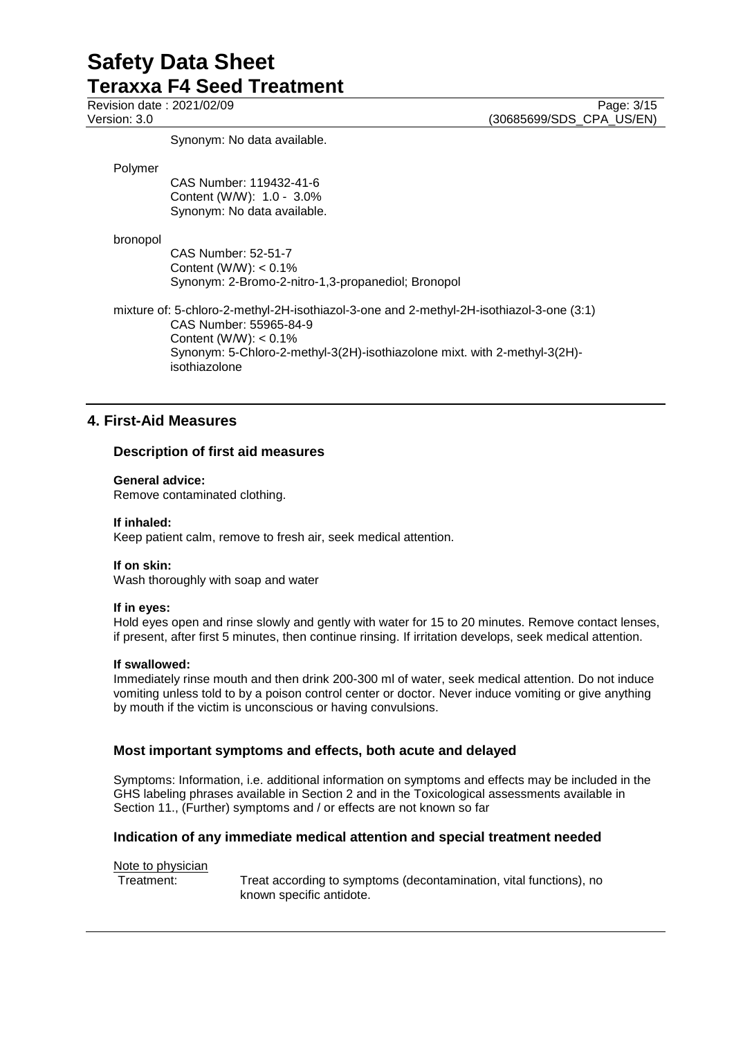Synonym: No data available.

Polymer

CAS Number: 119432-41-6
Content (W/W): 1.0 - 3.0%
Synonym: No data available.

bronopol

CAS Number: 52-51-7
Content (W/W): < 0.1%
Synonym: 2-Bromo-2-nitro-1,3-propanediol; Bronopol

mixture of: 5-chloro-2-methyl-2H-isothiazol-3-one and 2-methyl-2H-isothiazol-3-one (3:1)

CAS Number: 55965-84-9
Content (W/W): < 0.1%
Synonym: 5-Chloro-2-methyl-3(2H)-isothiazolone mixt. with 2-methyl-3(2H)-isothiazolone

## 4. First-Aid Measures

### Description of first aid measures

**General advice:**
Remove contaminated clothing.

**If inhaled:**
Keep patient calm, remove to fresh air, seek medical attention.

**If on skin:**
Wash thoroughly with soap and water

**If in eyes:**
Hold eyes open and rinse slowly and gently with water for 15 to 20 minutes. Remove contact lenses, if present, after first 5 minutes, then continue rinsing. If irritation develops, seek medical attention.

**If swallowed:**
Immediately rinse mouth and then drink 200-300 ml of water, seek medical attention. Do not induce vomiting unless told to by a poison control center or doctor. Never induce vomiting or give anything by mouth if the victim is unconscious or having convulsions.

### Most important symptoms and effects, both acute and delayed

Symptoms: Information, i.e. additional information on symptoms and effects may be included in the GHS labeling phrases available in Section 2 and in the Toxicological assessments available in Section 11., (Further) symptoms and / or effects are not known so far

### Indication of any immediate medical attention and special treatment needed

Note to physician

Treatment: Treat according to symptoms (decontamination, vital functions), no known specific antidote.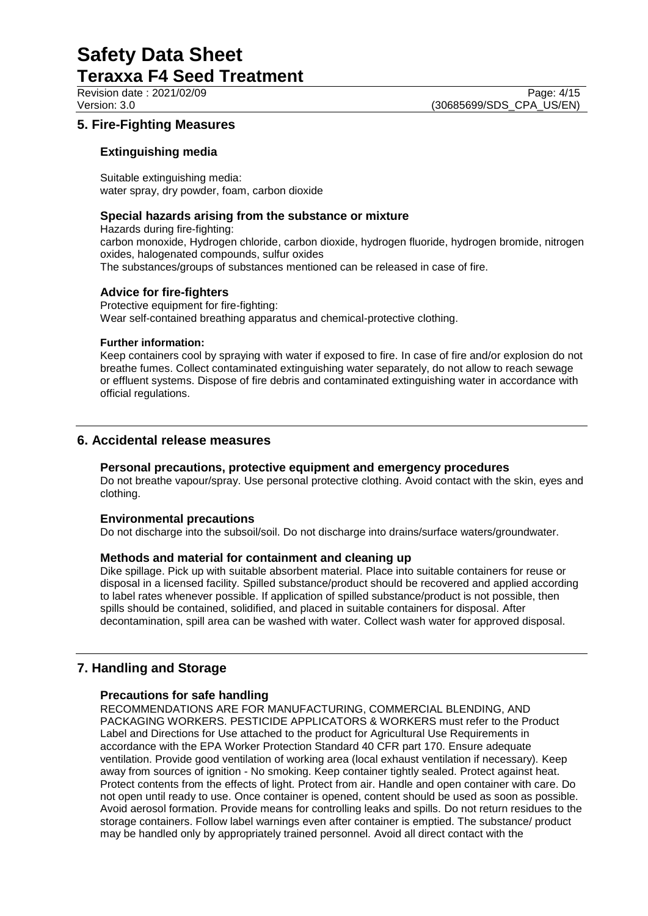## 5. Fire-Fighting Measures

### Extinguishing media

Suitable extinguishing media:
water spray, dry powder, foam, carbon dioxide

### Special hazards arising from the substance or mixture

Hazards during fire-fighting:
carbon monoxide, Hydrogen chloride, carbon dioxide, hydrogen fluoride, hydrogen bromide, nitrogen oxides, halogenated compounds, sulfur oxides
The substances/groups of substances mentioned can be released in case of fire.

### Advice for fire-fighters

Protective equipment for fire-fighting:
Wear self-contained breathing apparatus and chemical-protective clothing.

**Further information:**

Keep containers cool by spraying with water if exposed to fire. In case of fire and/or explosion do not breathe fumes. Collect contaminated extinguishing water separately, do not allow to reach sewage or effluent systems. Dispose of fire debris and contaminated extinguishing water in accordance with official regulations.

## 6. Accidental release measures

### Personal precautions, protective equipment and emergency procedures

Do not breathe vapour/spray. Use personal protective clothing. Avoid contact with the skin, eyes and clothing.

### Environmental precautions

Do not discharge into the subsoil/soil. Do not discharge into drains/surface waters/groundwater.

### Methods and material for containment and cleaning up

Dike spillage. Pick up with suitable absorbent material. Place into suitable containers for reuse or disposal in a licensed facility. Spilled substance/product should be recovered and applied according to label rates whenever possible. If application of spilled substance/product is not possible, then spills should be contained, solidified, and placed in suitable containers for disposal. After decontamination, spill area can be washed with water. Collect wash water for approved disposal.

## 7. Handling and Storage

### Precautions for safe handling

RECOMMENDATIONS ARE FOR MANUFACTURING, COMMERCIAL BLENDING, AND PACKAGING WORKERS. PESTICIDE APPLICATORS & WORKERS must refer to the Product Label and Directions for Use attached to the product for Agricultural Use Requirements in accordance with the EPA Worker Protection Standard 40 CFR part 170. Ensure adequate ventilation. Provide good ventilation of working area (local exhaust ventilation if necessary). Keep away from sources of ignition - No smoking. Keep container tightly sealed. Protect against heat. Protect contents from the effects of light. Protect from air. Handle and open container with care. Do not open until ready to use. Once container is opened, content should be used as soon as possible. Avoid aerosol formation. Provide means for controlling leaks and spills. Do not return residues to the storage containers. Follow label warnings even after container is emptied. The substance/ product may be handled only by appropriately trained personnel. Avoid all direct contact with the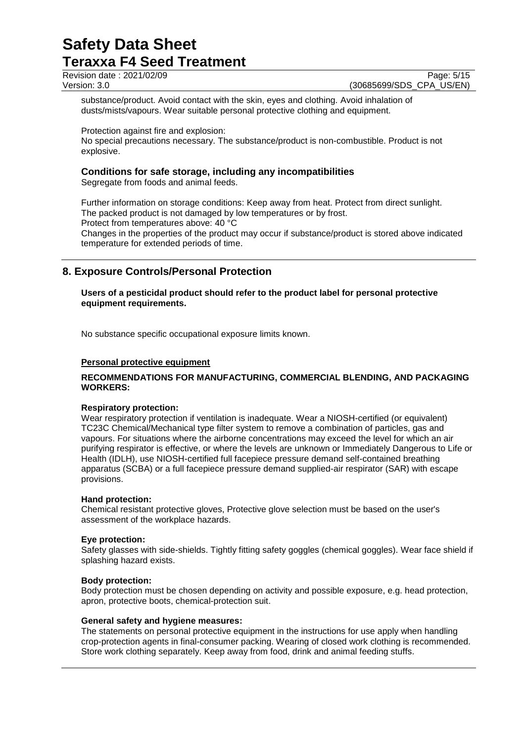substance/product. Avoid contact with the skin, eyes and clothing. Avoid inhalation of dusts/mists/vapours. Wear suitable personal protective clothing and equipment.

Protection against fire and explosion:
No special precautions necessary. The substance/product is non-combustible. Product is not explosive.

### Conditions for safe storage, including any incompatibilities

Segregate from foods and animal feeds.

Further information on storage conditions: Keep away from heat. Protect from direct sunlight.
The packed product is not damaged by low temperatures or by frost.
Protect from temperatures above: 40 °C
Changes in the properties of the product may occur if substance/product is stored above indicated temperature for extended periods of time.

## 8. Exposure Controls/Personal Protection

**Users of a pesticidal product should refer to the product label for personal protective equipment requirements.**

No substance specific occupational exposure limits known.

**Personal protective equipment**

**RECOMMENDATIONS FOR MANUFACTURING, COMMERCIAL BLENDING, AND PACKAGING WORKERS:**

**Respiratory protection:**
Wear respiratory protection if ventilation is inadequate. Wear a NIOSH-certified (or equivalent) TC23C Chemical/Mechanical type filter system to remove a combination of particles, gas and vapours. For situations where the airborne concentrations may exceed the level for which an air purifying respirator is effective, or where the levels are unknown or Immediately Dangerous to Life or Health (IDLH), use NIOSH-certified full facepiece pressure demand self-contained breathing apparatus (SCBA) or a full facepiece pressure demand supplied-air respirator (SAR) with escape provisions.

**Hand protection:**
Chemical resistant protective gloves, Protective glove selection must be based on the user's assessment of the workplace hazards.

**Eye protection:**
Safety glasses with side-shields. Tightly fitting safety goggles (chemical goggles). Wear face shield if splashing hazard exists.

**Body protection:**
Body protection must be chosen depending on activity and possible exposure, e.g. head protection, apron, protective boots, chemical-protection suit.

**General safety and hygiene measures:**
The statements on personal protective equipment in the instructions for use apply when handling crop-protection agents in final-consumer packing. Wearing of closed work clothing is recommended. Store work clothing separately. Keep away from food, drink and animal feeding stuffs.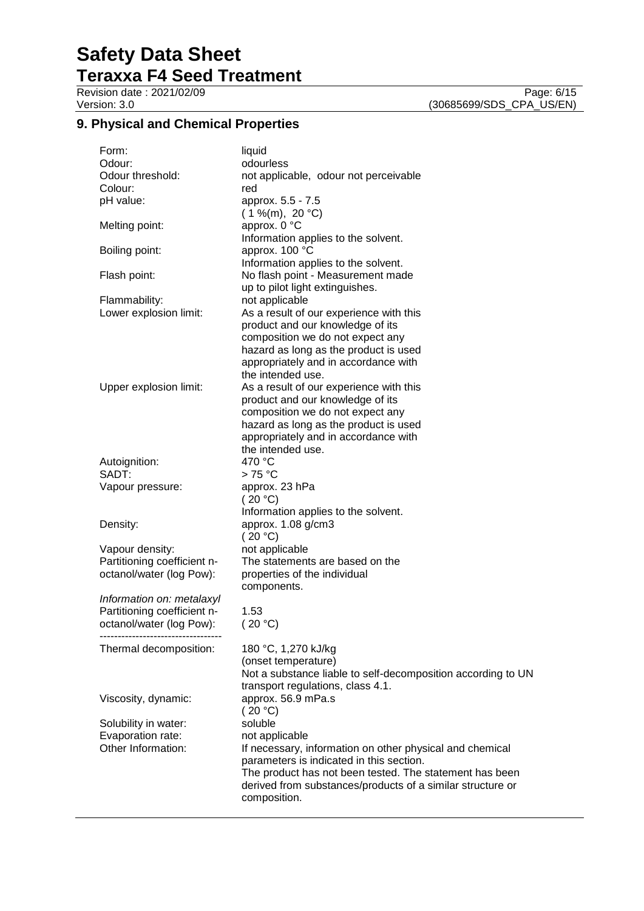## 9. Physical and Chemical Properties

| | |
|---|---|
| Form: | liquid |
| Odour: | odourless |
| Odour threshold: | not applicable, odour not perceivable |
| Colour: | red |
| pH value: | approx. 5.5 - 7.5 ( 1 %(m), 20 °C) |
| Melting point: | approx. 0 °C Information applies to the solvent. |
| Boiling point: | approx. 100 °C Information applies to the solvent. |
| Flash point: | No flash point - Measurement made up to pilot light extinguishes. |
| Flammability: | not applicable |
| Lower explosion limit: | As a result of our experience with this product and our knowledge of its composition we do not expect any hazard as long as the product is used appropriately and in accordance with the intended use. |
| Upper explosion limit: | As a result of our experience with this product and our knowledge of its composition we do not expect any hazard as long as the product is used appropriately and in accordance with the intended use. |
| Autoignition: | 470 °C |
| SADT: | > 75 °C |
| Vapour pressure: | approx. 23 hPa ( 20 °C) Information applies to the solvent. |
| Density: | approx. 1.08 g/cm3 ( 20 °C) |
| Vapour density: | not applicable |
| Partitioning coefficient n-octanol/water (log Pow): | The statements are based on the properties of the individual components. |

*Information on: metalaxyl*

| | |
|---|---|
| Partitioning coefficient n-octanol/water (log Pow): | 1.53 ( 20 °C) |

----------------------------------

| | |
|---|---|
| Thermal decomposition: | 180 °C, 1,270 kJ/kg (onset temperature) Not a substance liable to self-decomposition according to UN transport regulations, class 4.1. |
| Viscosity, dynamic: | approx. 56.9 mPa.s ( 20 °C) |
| Solubility in water: | soluble |
| Evaporation rate: | not applicable |
| Other Information: | If necessary, information on other physical and chemical parameters is indicated in this section. The product has not been tested. The statement has been derived from substances/products of a similar structure or composition. |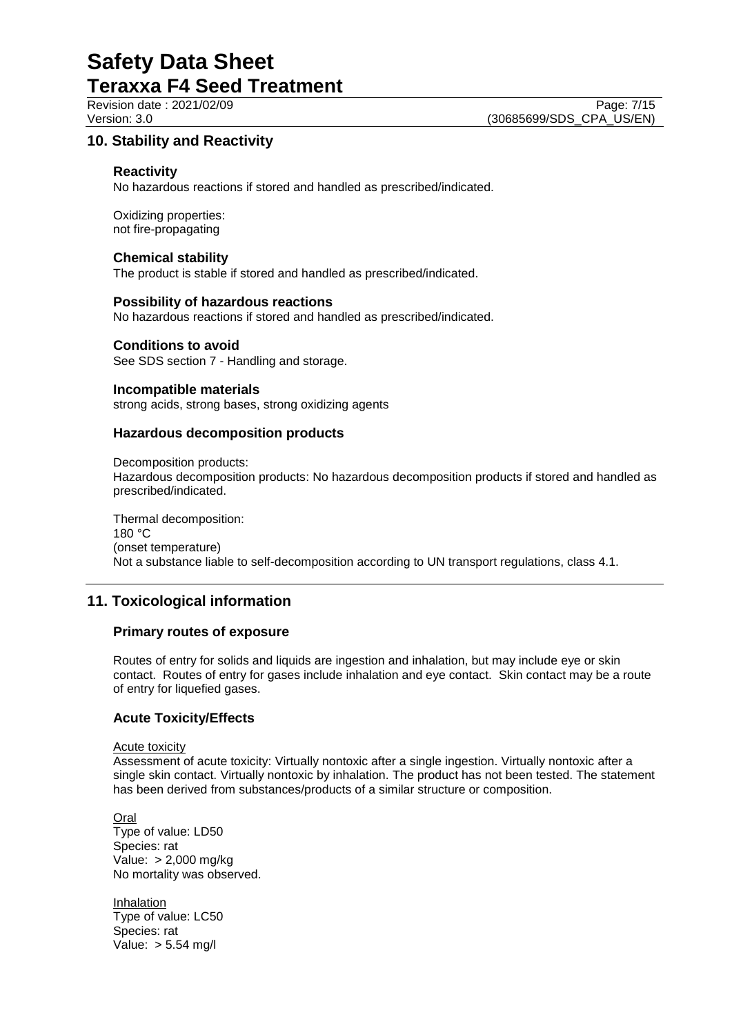## 10. Stability and Reactivity

### Reactivity

No hazardous reactions if stored and handled as prescribed/indicated.

Oxidizing properties:
not fire-propagating

### Chemical stability

The product is stable if stored and handled as prescribed/indicated.

### Possibility of hazardous reactions

No hazardous reactions if stored and handled as prescribed/indicated.

### Conditions to avoid

See SDS section 7 - Handling and storage.

### Incompatible materials

strong acids, strong bases, strong oxidizing agents

### Hazardous decomposition products

Decomposition products:
Hazardous decomposition products: No hazardous decomposition products if stored and handled as prescribed/indicated.

Thermal decomposition:
180 °C
(onset temperature)
Not a substance liable to self-decomposition according to UN transport regulations, class 4.1.

## 11. Toxicological information

### Primary routes of exposure

Routes of entry for solids and liquids are ingestion and inhalation, but may include eye or skin contact. Routes of entry for gases include inhalation and eye contact. Skin contact may be a route of entry for liquefied gases.

### Acute Toxicity/Effects

Acute toxicity

Assessment of acute toxicity: Virtually nontoxic after a single ingestion. Virtually nontoxic after a single skin contact. Virtually nontoxic by inhalation. The product has not been tested. The statement has been derived from substances/products of a similar structure or composition.

Oral

Type of value: LD50
Species: rat
Value: > 2,000 mg/kg
No mortality was observed.

Inhalation

Type of value: LC50
Species: rat
Value: > 5.54 mg/l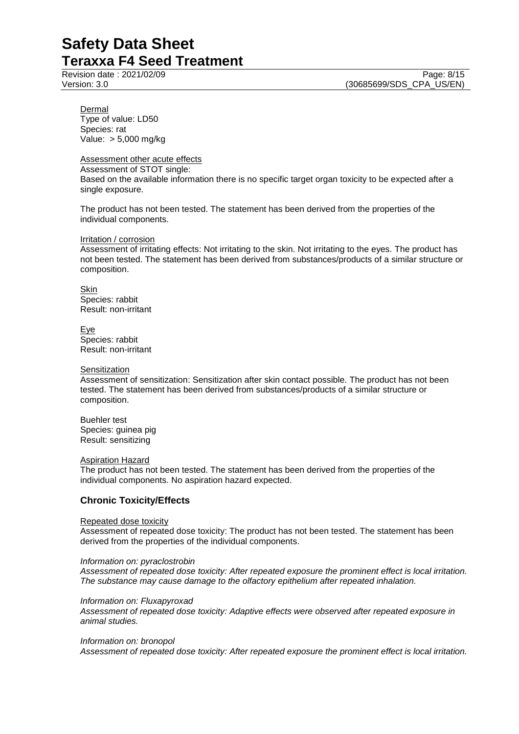Dermal
Type of value: LD50
Species: rat
Value: > 5,000 mg/kg

Assessment other acute effects
Assessment of STOT single:
Based on the available information there is no specific target organ toxicity to be expected after a single exposure.

The product has not been tested. The statement has been derived from the properties of the individual components.

Irritation / corrosion
Assessment of irritating effects: Not irritating to the skin. Not irritating to the eyes. The product has not been tested. The statement has been derived from substances/products of a similar structure or composition.

Skin
Species: rabbit
Result: non-irritant

Eye
Species: rabbit
Result: non-irritant

Sensitization
Assessment of sensitization: Sensitization after skin contact possible. The product has not been tested. The statement has been derived from substances/products of a similar structure or composition.

Buehler test
Species: guinea pig
Result: sensitizing

Aspiration Hazard
The product has not been tested. The statement has been derived from the properties of the individual components. No aspiration hazard expected.

## Chronic Toxicity/Effects

Repeated dose toxicity
Assessment of repeated dose toxicity: The product has not been tested. The statement has been derived from the properties of the individual components.

*Information on: pyraclostrobin*
*Assessment of repeated dose toxicity: After repeated exposure the prominent effect is local irritation. The substance may cause damage to the olfactory epithelium after repeated inhalation.*

*Information on: Fluxapyroxad*
*Assessment of repeated dose toxicity: Adaptive effects were observed after repeated exposure in animal studies.*

*Information on: bronopol*
*Assessment of repeated dose toxicity: After repeated exposure the prominent effect is local irritation.*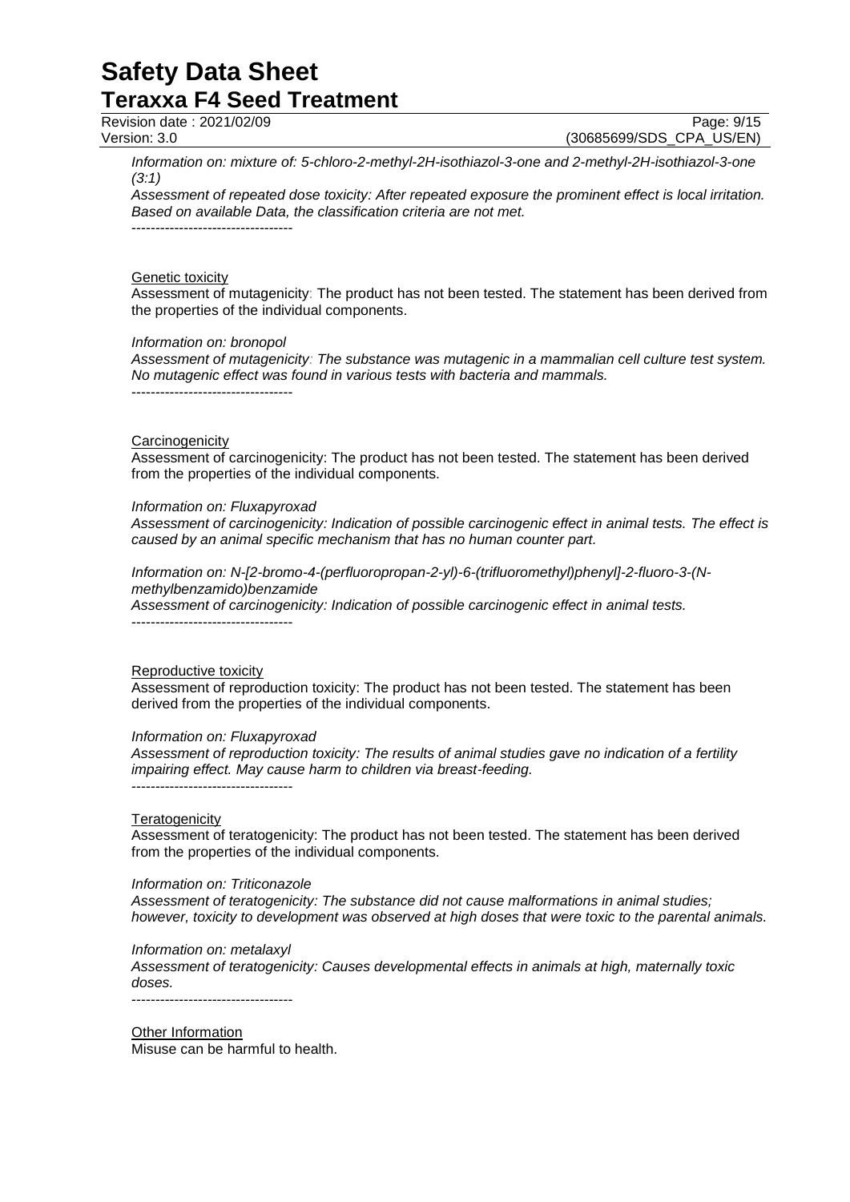*Information on: mixture of: 5-chloro-2-methyl-2H-isothiazol-3-one and 2-methyl-2H-isothiazol-3-one (3:1)*
*Assessment of repeated dose toxicity: After repeated exposure the prominent effect is local irritation. Based on available Data, the classification criteria are not met.*
----------------------------------

Genetic toxicity

Assessment of mutagenicity: The product has not been tested. The statement has been derived from the properties of the individual components.

*Information on: bronopol*
*Assessment of mutagenicity: The substance was mutagenic in a mammalian cell culture test system. No mutagenic effect was found in various tests with bacteria and mammals.*
----------------------------------

Carcinogenicity

Assessment of carcinogenicity: The product has not been tested. The statement has been derived from the properties of the individual components.

*Information on: Fluxapyroxad*
*Assessment of carcinogenicity: Indication of possible carcinogenic effect in animal tests. The effect is caused by an animal specific mechanism that has no human counter part.*

*Information on: N-[2-bromo-4-(perfluoropropan-2-yl)-6-(trifluoromethyl)phenyl]-2-fluoro-3-(N-methylbenzamido)benzamide*
*Assessment of carcinogenicity: Indication of possible carcinogenic effect in animal tests.*
----------------------------------

Reproductive toxicity

Assessment of reproduction toxicity: The product has not been tested. The statement has been derived from the properties of the individual components.

*Information on: Fluxapyroxad*
*Assessment of reproduction toxicity: The results of animal studies gave no indication of a fertility impairing effect. May cause harm to children via breast-feeding.*
----------------------------------

Teratogenicity

Assessment of teratogenicity: The product has not been tested. The statement has been derived from the properties of the individual components.

*Information on: Triticonazole*
*Assessment of teratogenicity: The substance did not cause malformations in animal studies; however, toxicity to development was observed at high doses that were toxic to the parental animals.*

*Information on: metalaxyl*
*Assessment of teratogenicity: Causes developmental effects in animals at high, maternally toxic doses.*
----------------------------------

Other Information

Misuse can be harmful to health.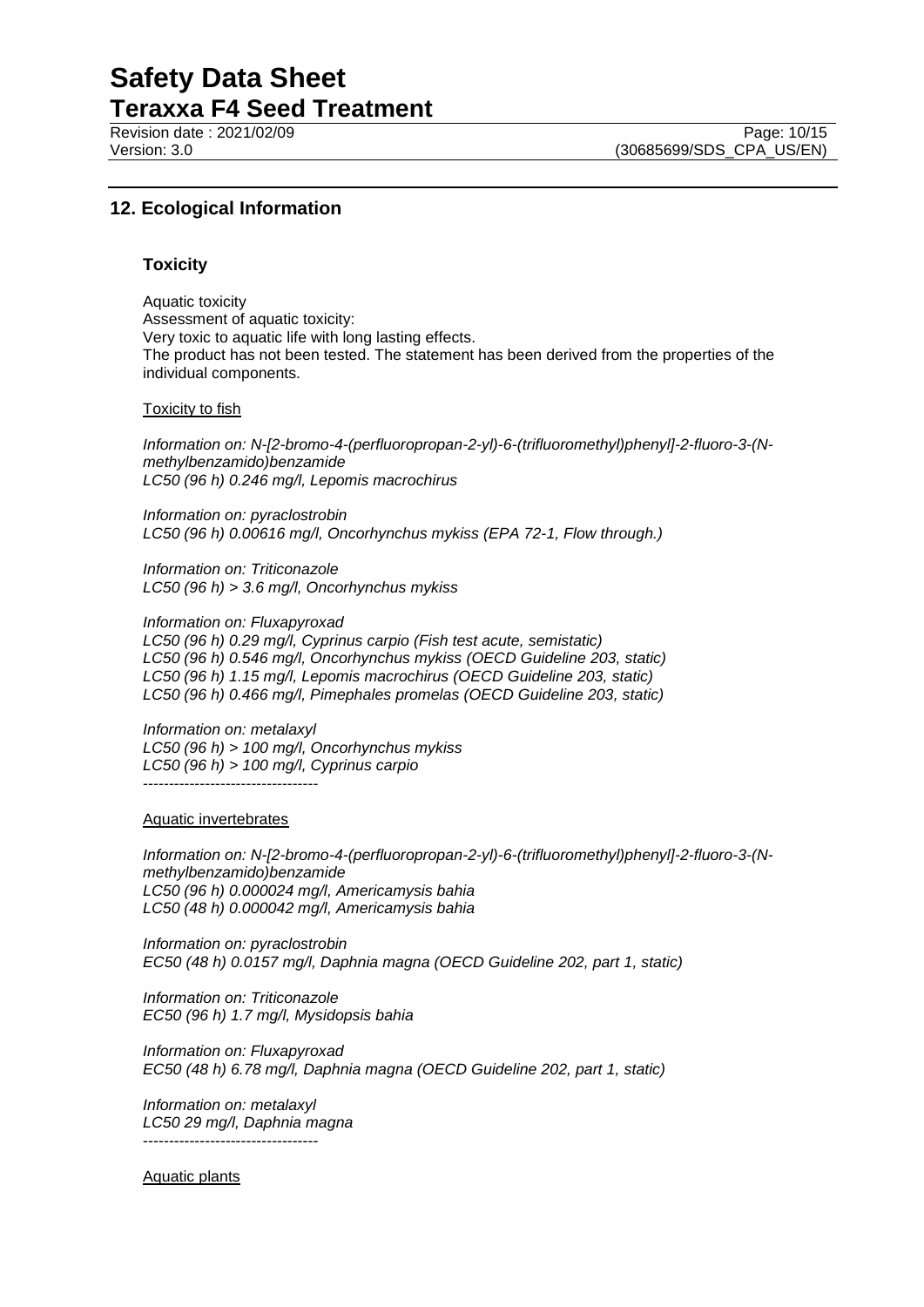## 12. Ecological Information

### Toxicity

Aquatic toxicity
Assessment of aquatic toxicity:
Very toxic to aquatic life with long lasting effects.
The product has not been tested. The statement has been derived from the properties of the individual components.

Toxicity to fish

*Information on: N-[2-bromo-4-(perfluoropropan-2-yl)-6-(trifluoromethyl)phenyl]-2-fluoro-3-(N-methylbenzamido)benzamide*
*LC50 (96 h) 0.246 mg/l, Lepomis macrochirus*

*Information on: pyraclostrobin*
*LC50 (96 h) 0.00616 mg/l, Oncorhynchus mykiss (EPA 72-1, Flow through.)*

*Information on: Triticonazole*
*LC50 (96 h) > 3.6 mg/l, Oncorhynchus mykiss*

*Information on: Fluxapyroxad*
*LC50 (96 h) 0.29 mg/l, Cyprinus carpio (Fish test acute, semistatic)*
*LC50 (96 h) 0.546 mg/l, Oncorhynchus mykiss (OECD Guideline 203, static)*
*LC50 (96 h) 1.15 mg/l, Lepomis macrochirus (OECD Guideline 203, static)*
*LC50 (96 h) 0.466 mg/l, Pimephales promelas (OECD Guideline 203, static)*

*Information on: metalaxyl*
*LC50 (96 h) > 100 mg/l, Oncorhynchus mykiss*
*LC50 (96 h) > 100 mg/l, Cyprinus carpio*
----------------------------------

Aquatic invertebrates

*Information on: N-[2-bromo-4-(perfluoropropan-2-yl)-6-(trifluoromethyl)phenyl]-2-fluoro-3-(N-methylbenzamido)benzamide*
*LC50 (96 h) 0.000024 mg/l, Americamysis bahia*
*LC50 (48 h) 0.000042 mg/l, Americamysis bahia*

*Information on: pyraclostrobin*
*EC50 (48 h) 0.0157 mg/l, Daphnia magna (OECD Guideline 202, part 1, static)*

*Information on: Triticonazole*
*EC50 (96 h) 1.7 mg/l, Mysidopsis bahia*

*Information on: Fluxapyroxad*
*EC50 (48 h) 6.78 mg/l, Daphnia magna (OECD Guideline 202, part 1, static)*

*Information on: metalaxyl*
*LC50 29 mg/l, Daphnia magna*
----------------------------------

Aquatic plants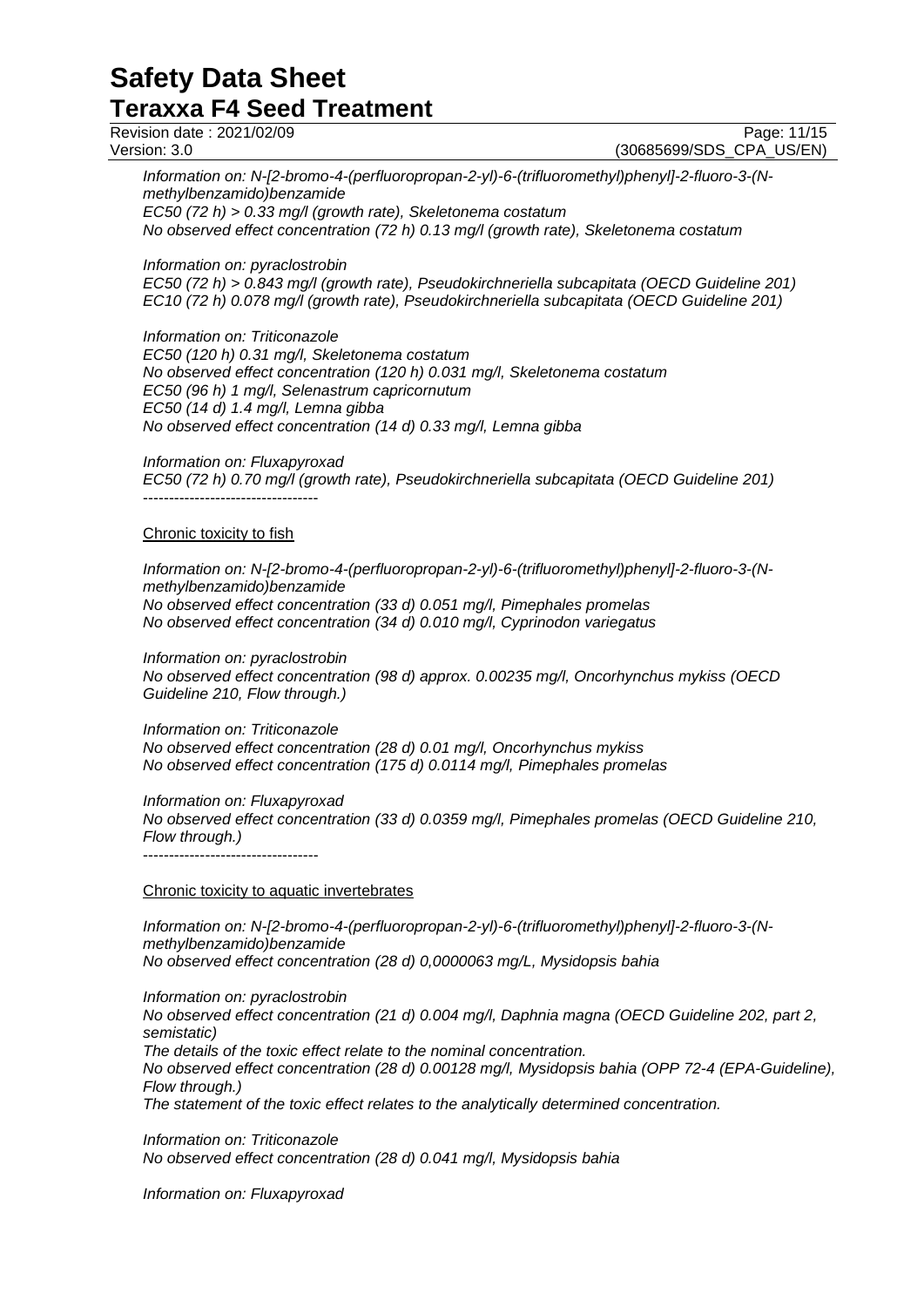*Information on: N-[2-bromo-4-(perfluoropropan-2-yl)-6-(trifluoromethyl)phenyl]-2-fluoro-3-(N-methylbenzamido)benzamide*
*EC50 (72 h) > 0.33 mg/l (growth rate), Skeletonema costatum*
*No observed effect concentration (72 h) 0.13 mg/l (growth rate), Skeletonema costatum*

*Information on: pyraclostrobin*
*EC50 (72 h) > 0.843 mg/l (growth rate), Pseudokirchneriella subcapitata (OECD Guideline 201)*
*EC10 (72 h) 0.078 mg/l (growth rate), Pseudokirchneriella subcapitata (OECD Guideline 201)*

*Information on: Triticonazole*
*EC50 (120 h) 0.31 mg/l, Skeletonema costatum*
*No observed effect concentration (120 h) 0.031 mg/l, Skeletonema costatum*
*EC50 (96 h) 1 mg/l, Selenastrum capricornutum*
*EC50 (14 d) 1.4 mg/l, Lemna gibba*
*No observed effect concentration (14 d) 0.33 mg/l, Lemna gibba*

*Information on: Fluxapyroxad*
*EC50 (72 h) 0.70 mg/l (growth rate), Pseudokirchneriella subcapitata (OECD Guideline 201)*
----------------------------------

Chronic toxicity to fish

*Information on: N-[2-bromo-4-(perfluoropropan-2-yl)-6-(trifluoromethyl)phenyl]-2-fluoro-3-(N-methylbenzamido)benzamide*
*No observed effect concentration (33 d) 0.051 mg/l, Pimephales promelas*
*No observed effect concentration (34 d) 0.010 mg/l, Cyprinodon variegatus*

*Information on: pyraclostrobin*
*No observed effect concentration (98 d) approx. 0.00235 mg/l, Oncorhynchus mykiss (OECD Guideline 210, Flow through.)*

*Information on: Triticonazole*
*No observed effect concentration (28 d) 0.01 mg/l, Oncorhynchus mykiss*
*No observed effect concentration (175 d) 0.0114 mg/l, Pimephales promelas*

*Information on: Fluxapyroxad*
*No observed effect concentration (33 d) 0.0359 mg/l, Pimephales promelas (OECD Guideline 210, Flow through.)*
----------------------------------

Chronic toxicity to aquatic invertebrates

*Information on: N-[2-bromo-4-(perfluoropropan-2-yl)-6-(trifluoromethyl)phenyl]-2-fluoro-3-(N-methylbenzamido)benzamide*
*No observed effect concentration (28 d) 0,0000063 mg/L, Mysidopsis bahia*

*Information on: pyraclostrobin*
*No observed effect concentration (21 d) 0.004 mg/l, Daphnia magna (OECD Guideline 202, part 2, semistatic)*
*The details of the toxic effect relate to the nominal concentration.*
*No observed effect concentration (28 d) 0.00128 mg/l, Mysidopsis bahia (OPP 72-4 (EPA-Guideline), Flow through.)*
*The statement of the toxic effect relates to the analytically determined concentration.*

*Information on: Triticonazole*
*No observed effect concentration (28 d) 0.041 mg/l, Mysidopsis bahia*

*Information on: Fluxapyroxad*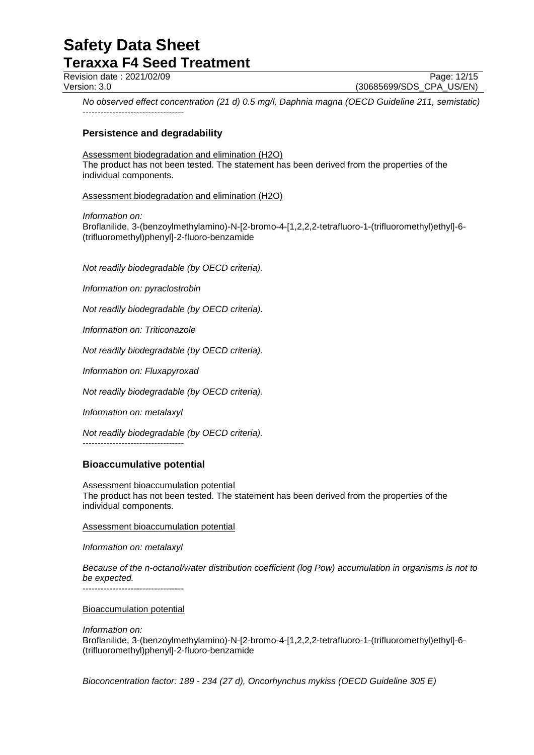*No observed effect concentration (21 d) 0.5 mg/l, Daphnia magna (OECD Guideline 211, semistatic)*

----------------------------------

## Persistence and degradability

Assessment biodegradation and elimination ($H_2O$)

The product has not been tested. The statement has been derived from the properties of the individual components.

Assessment biodegradation and elimination ($H_2O$)

*Information on:*
Broflanilide, 3-(benzoylmethylamino)-N-[2-bromo-4-[1,2,2,2-tetrafluoro-1-(trifluoromethyl)ethyl]-6-(trifluoromethyl)phenyl]-2-fluoro-benzamide

*Not readily biodegradable (by OECD criteria).*

*Information on: pyraclostrobin*

*Not readily biodegradable (by OECD criteria).*

*Information on: Triticonazole*

*Not readily biodegradable (by OECD criteria).*

*Information on: Fluxapyroxad*

*Not readily biodegradable (by OECD criteria).*

*Information on: metalaxyl*

*Not readily biodegradable (by OECD criteria).*

----------------------------------

## Bioaccumulative potential

Assessment bioaccumulation potential

The product has not been tested. The statement has been derived from the properties of the individual components.

Assessment bioaccumulation potential

*Information on: metalaxyl*

*Because of the n-octanol/water distribution coefficient (log Pow) accumulation in organisms is not to be expected.*

----------------------------------

Bioaccumulation potential

*Information on:*
Broflanilide, 3-(benzoylmethylamino)-N-[2-bromo-4-[1,2,2,2-tetrafluoro-1-(trifluoromethyl)ethyl]-6-(trifluoromethyl)phenyl]-2-fluoro-benzamide

*Bioconcentration factor: 189 - 234 (27 d), Oncorhynchus mykiss (OECD Guideline 305 E)*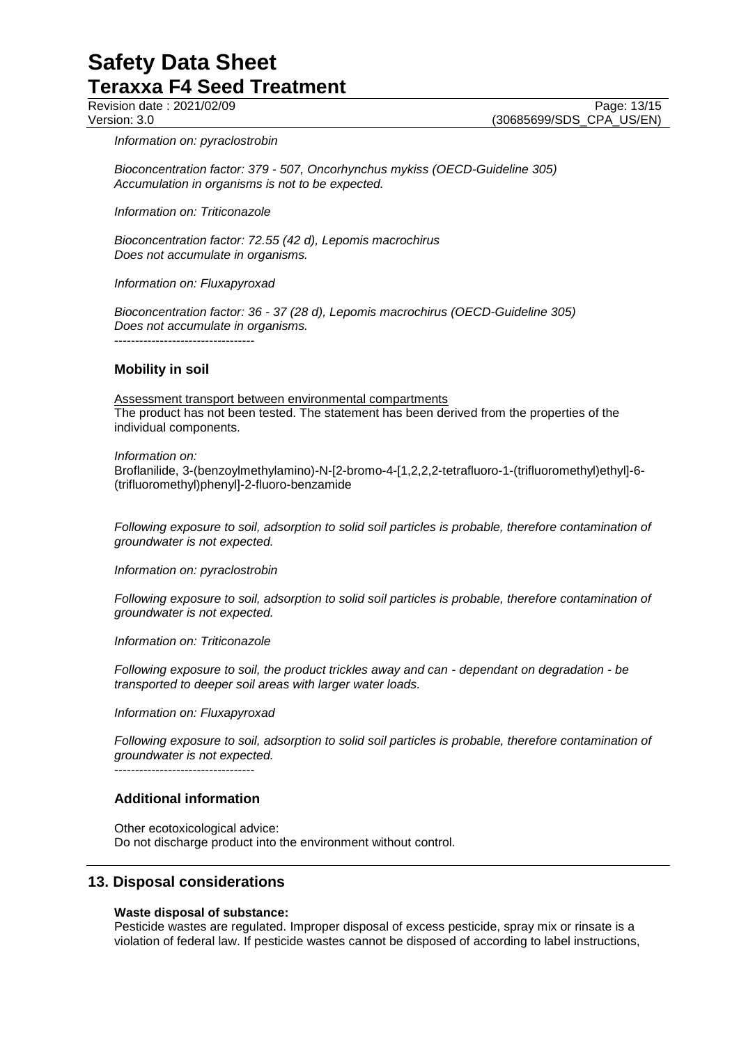*Information on: pyraclostrobin*

*Bioconcentration factor: 379 - 507, Oncorhynchus mykiss (OECD-Guideline 305)*
*Accumulation in organisms is not to be expected.*

*Information on: Triticonazole*

*Bioconcentration factor: 72.55 (42 d), Lepomis macrochirus*
*Does not accumulate in organisms.*

*Information on: Fluxapyroxad*

*Bioconcentration factor: 36 - 37 (28 d), Lepomis macrochirus (OECD-Guideline 305)*
*Does not accumulate in organisms.*

----------------------------------

### Mobility in soil

Assessment transport between environmental compartments
The product has not been tested. The statement has been derived from the properties of the individual components.

*Information on:*
Broflanilide, 3-(benzoylmethylamino)-N-[2-bromo-4-[1,2,2,2-tetrafluoro-1-(trifluoromethyl)ethyl]-6-(trifluoromethyl)phenyl]-2-fluoro-benzamide

*Following exposure to soil, adsorption to solid soil particles is probable, therefore contamination of groundwater is not expected.*

*Information on: pyraclostrobin*

*Following exposure to soil, adsorption to solid soil particles is probable, therefore contamination of groundwater is not expected.*

*Information on: Triticonazole*

*Following exposure to soil, the product trickles away and can - dependant on degradation - be transported to deeper soil areas with larger water loads.*

*Information on: Fluxapyroxad*

*Following exposure to soil, adsorption to solid soil particles is probable, therefore contamination of groundwater is not expected.*

----------------------------------

### Additional information

Other ecotoxicological advice:
Do not discharge product into the environment without control.

## 13. Disposal considerations

**Waste disposal of substance:**
Pesticide wastes are regulated. Improper disposal of excess pesticide, spray mix or rinsate is a violation of federal law. If pesticide wastes cannot be disposed of according to label instructions,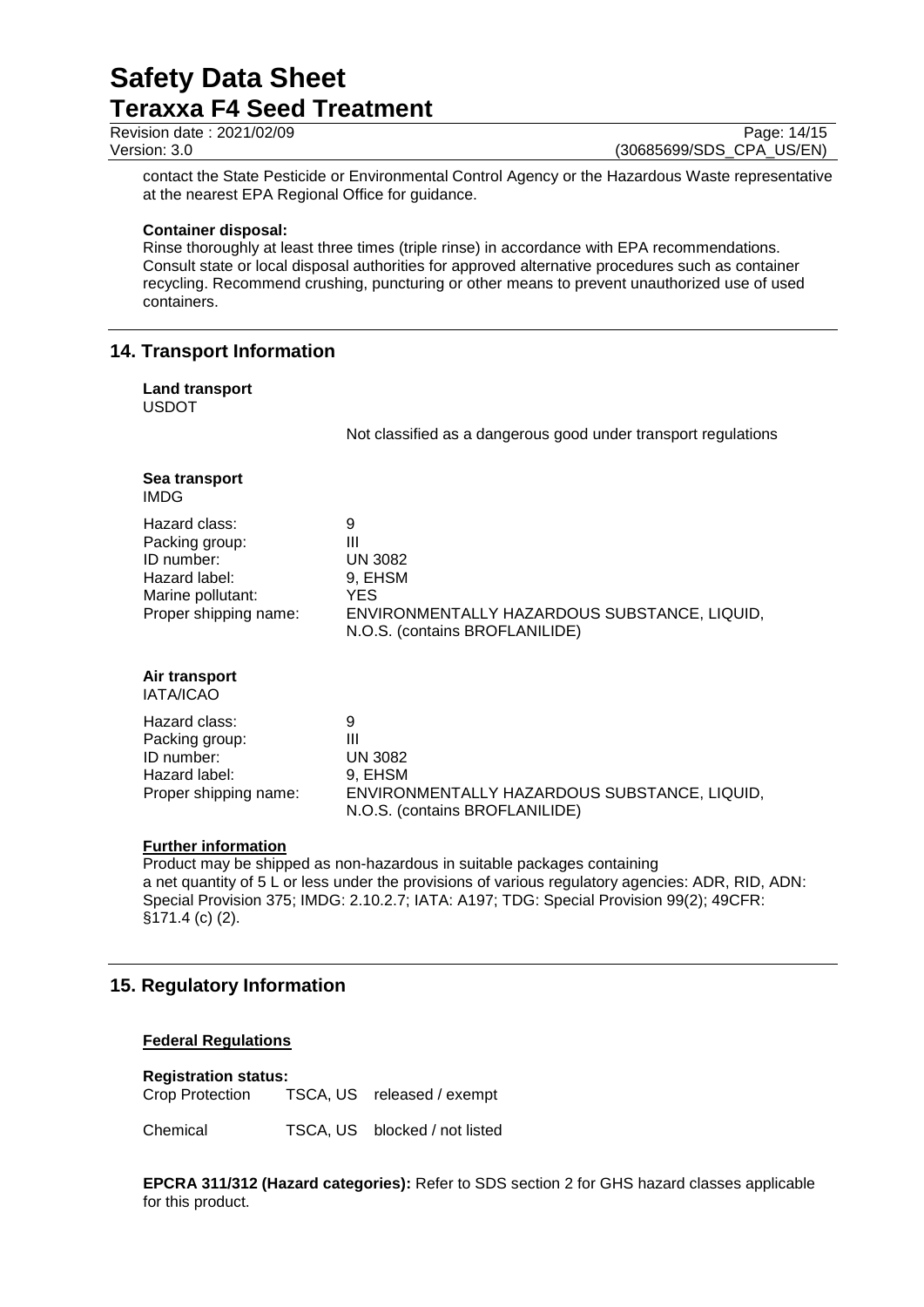contact the State Pesticide or Environmental Control Agency or the Hazardous Waste representative at the nearest EPA Regional Office for guidance.

**Container disposal:**
Rinse thoroughly at least three times (triple rinse) in accordance with EPA recommendations. Consult state or local disposal authorities for approved alternative procedures such as container recycling. Recommend crushing, puncturing or other means to prevent unauthorized use of used containers.

## 14. Transport Information

**Land transport**
USDOT

Not classified as a dangerous good under transport regulations

**Sea transport**
IMDG

| | |
|---|---|
| Hazard class: | 9 |
| Packing group: | III |
| ID number: | UN 3082 |
| Hazard label: | 9, EHSM |
| Marine pollutant: | YES |
| Proper shipping name: | ENVIRONMENTALLY HAZARDOUS SUBSTANCE, LIQUID, N.O.S. (contains BROFLANILIDE) |

**Air transport**
IATA/ICAO

| | |
|---|---|
| Hazard class: | 9 |
| Packing group: | III |
| ID number: | UN 3082 |
| Hazard label: | 9, EHSM |
| Proper shipping name: | ENVIRONMENTALLY HAZARDOUS SUBSTANCE, LIQUID, N.O.S. (contains BROFLANILIDE) |

**Further information**
Product may be shipped as non-hazardous in suitable packages containing a net quantity of 5 L or less under the provisions of various regulatory agencies: ADR, RID, ADN: Special Provision 375; IMDG: 2.10.2.7; IATA: A197; TDG: Special Provision 99(2); 49CFR: §171.4 (c) (2).

## 15. Regulatory Information

**Federal Regulations**

**Registration status:**

| | | |
|---|---|---|
| Crop Protection | TSCA, US | released / exempt |
| Chemical | TSCA, US | blocked / not listed |

**EPCRA 311/312 (Hazard categories):** Refer to SDS section 2 for GHS hazard classes applicable for this product.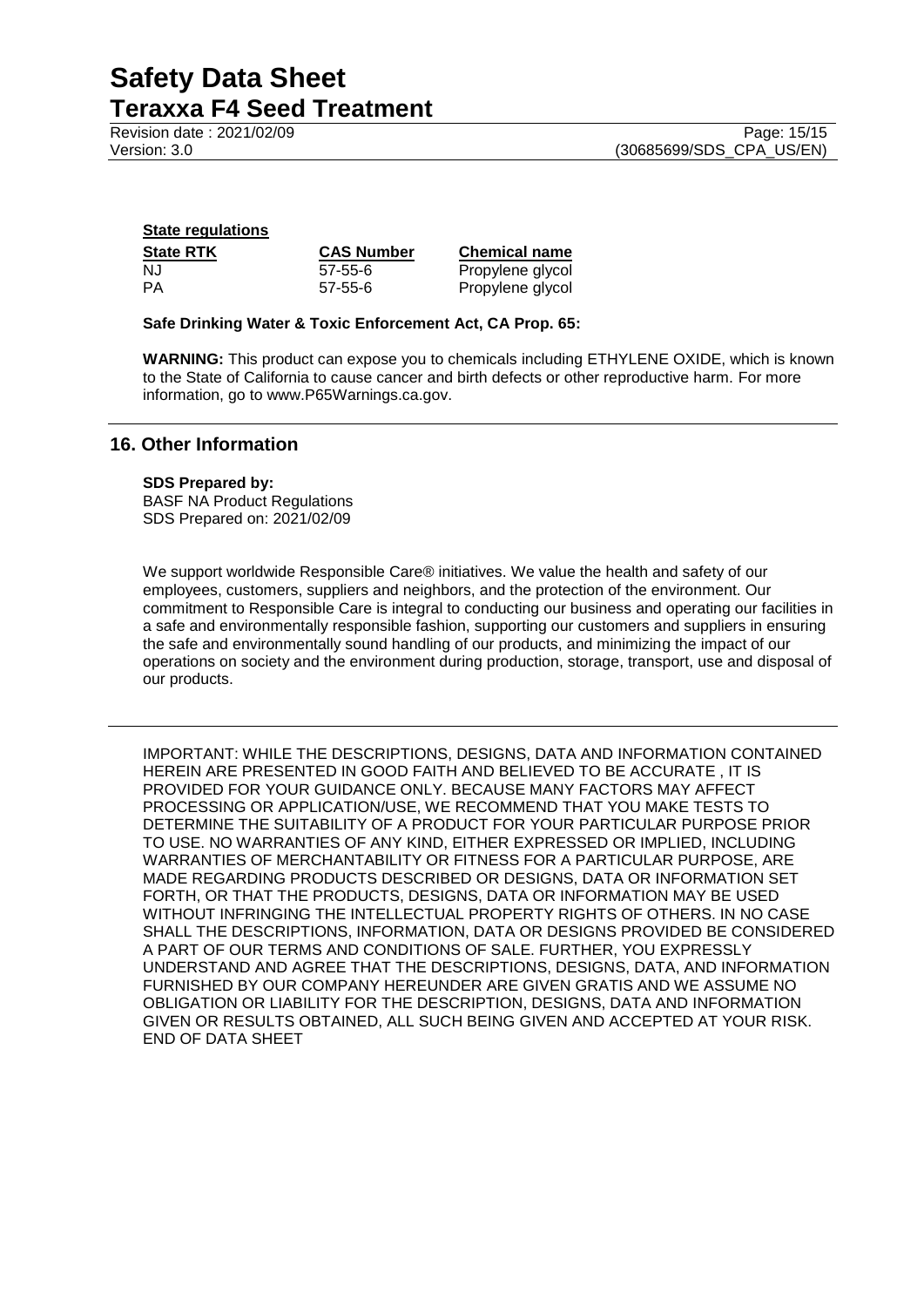**State regulations**

| State RTK | CAS Number | Chemical name |
|---|---|---|
| NJ | 57-55-6 | Propylene glycol |
| PA | 57-55-6 | Propylene glycol |

**Safe Drinking Water & Toxic Enforcement Act, CA Prop. 65:**

**WARNING:** This product can expose you to chemicals including ETHYLENE OXIDE, which is known to the State of California to cause cancer and birth defects or other reproductive harm. For more information, go to www.P65Warnings.ca.gov.

## 16. Other Information

**SDS Prepared by:**
BASF NA Product Regulations
SDS Prepared on: 2021/02/09

We support worldwide Responsible Care® initiatives. We value the health and safety of our employees, customers, suppliers and neighbors, and the protection of the environment. Our commitment to Responsible Care is integral to conducting our business and operating our facilities in a safe and environmentally responsible fashion, supporting our customers and suppliers in ensuring the safe and environmentally sound handling of our products, and minimizing the impact of our operations on society and the environment during production, storage, transport, use and disposal of our products.

---

IMPORTANT: WHILE THE DESCRIPTIONS, DESIGNS, DATA AND INFORMATION CONTAINED HEREIN ARE PRESENTED IN GOOD FAITH AND BELIEVED TO BE ACCURATE , IT IS PROVIDED FOR YOUR GUIDANCE ONLY. BECAUSE MANY FACTORS MAY AFFECT PROCESSING OR APPLICATION/USE, WE RECOMMEND THAT YOU MAKE TESTS TO DETERMINE THE SUITABILITY OF A PRODUCT FOR YOUR PARTICULAR PURPOSE PRIOR TO USE. NO WARRANTIES OF ANY KIND, EITHER EXPRESSED OR IMPLIED, INCLUDING WARRANTIES OF MERCHANTABILITY OR FITNESS FOR A PARTICULAR PURPOSE, ARE MADE REGARDING PRODUCTS DESCRIBED OR DESIGNS, DATA OR INFORMATION SET FORTH, OR THAT THE PRODUCTS, DESIGNS, DATA OR INFORMATION MAY BE USED WITHOUT INFRINGING THE INTELLECTUAL PROPERTY RIGHTS OF OTHERS. IN NO CASE SHALL THE DESCRIPTIONS, INFORMATION, DATA OR DESIGNS PROVIDED BE CONSIDERED A PART OF OUR TERMS AND CONDITIONS OF SALE. FURTHER, YOU EXPRESSLY UNDERSTAND AND AGREE THAT THE DESCRIPTIONS, DESIGNS, DATA, AND INFORMATION FURNISHED BY OUR COMPANY HEREUNDER ARE GIVEN GRATIS AND WE ASSUME NO OBLIGATION OR LIABILITY FOR THE DESCRIPTION, DESIGNS, DATA AND INFORMATION GIVEN OR RESULTS OBTAINED, ALL SUCH BEING GIVEN AND ACCEPTED AT YOUR RISK.
END OF DATA SHEET